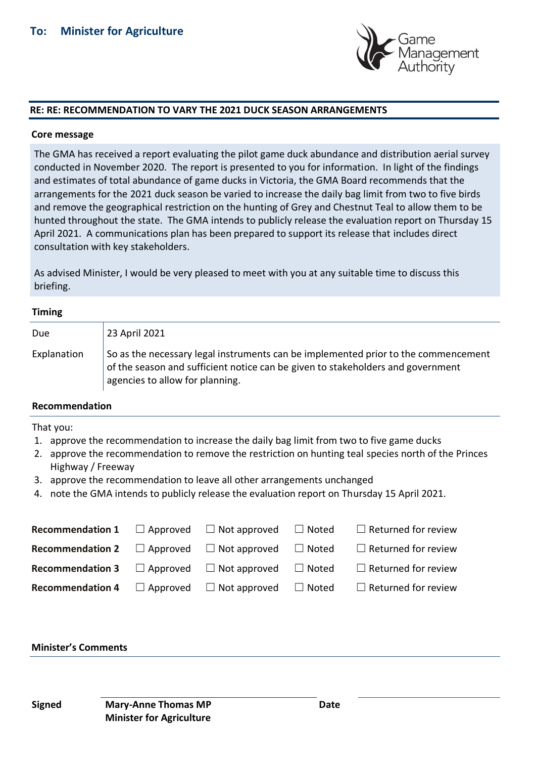## To: Minister for Agriculture

Game Management Authority

**RE: RE: RECOMMENDATION TO VARY THE 2021 DUCK SEASON ARRANGEMENTS**

### Core message

The GMA has received a report evaluating the pilot game duck abundance and distribution aerial survey conducted in November 2020. The report is presented to you for information. In light of the findings and estimates of total abundance of game ducks in Victoria, the GMA Board recommends that the arrangements for the 2021 duck season be varied to increase the daily bag limit from two to five birds and remove the geographical restriction on the hunting of Grey and Chestnut Teal to allow them to be hunted throughout the state. The GMA intends to publicly release the evaluation report on Thursday 15 April 2021. A communications plan has been prepared to support its release that includes direct consultation with key stakeholders.

As advised Minister, I would be very pleased to meet with you at any suitable time to discuss this briefing.

### Timing

| | |
|---|---|
| Due | 23 April 2021 |
| Explanation | So as the necessary legal instruments can be implemented prior to the commencement of the season and sufficient notice can be given to stakeholders and government agencies to allow for planning. |

### Recommendation

That you:

1. approve the recommendation to increase the daily bag limit from two to five game ducks
2. approve the recommendation to remove the restriction on hunting teal species north of the Princes Highway / Freeway
3. approve the recommendation to leave all other arrangements unchanged
4. note the GMA intends to publicly release the evaluation report on Thursday 15 April 2021.

| | | | | |
|---|---|---|---|---|
| **Recommendation 1** | ☐ Approved | ☐ Not approved | ☐ Noted | ☐ Returned for review |
| **Recommendation 2** | ☐ Approved | ☐ Not approved | ☐ Noted | ☐ Returned for review |
| **Recommendation 3** | ☐ Approved | ☐ Not approved | ☐ Noted | ☐ Returned for review |
| **Recommendation 4** | ☐ Approved | ☐ Not approved | ☐ Noted | ☐ Returned for review |

### Minister's Comments

**Signed** **Mary-Anne Thomas MP**
**Minister for Agriculture**

**Date**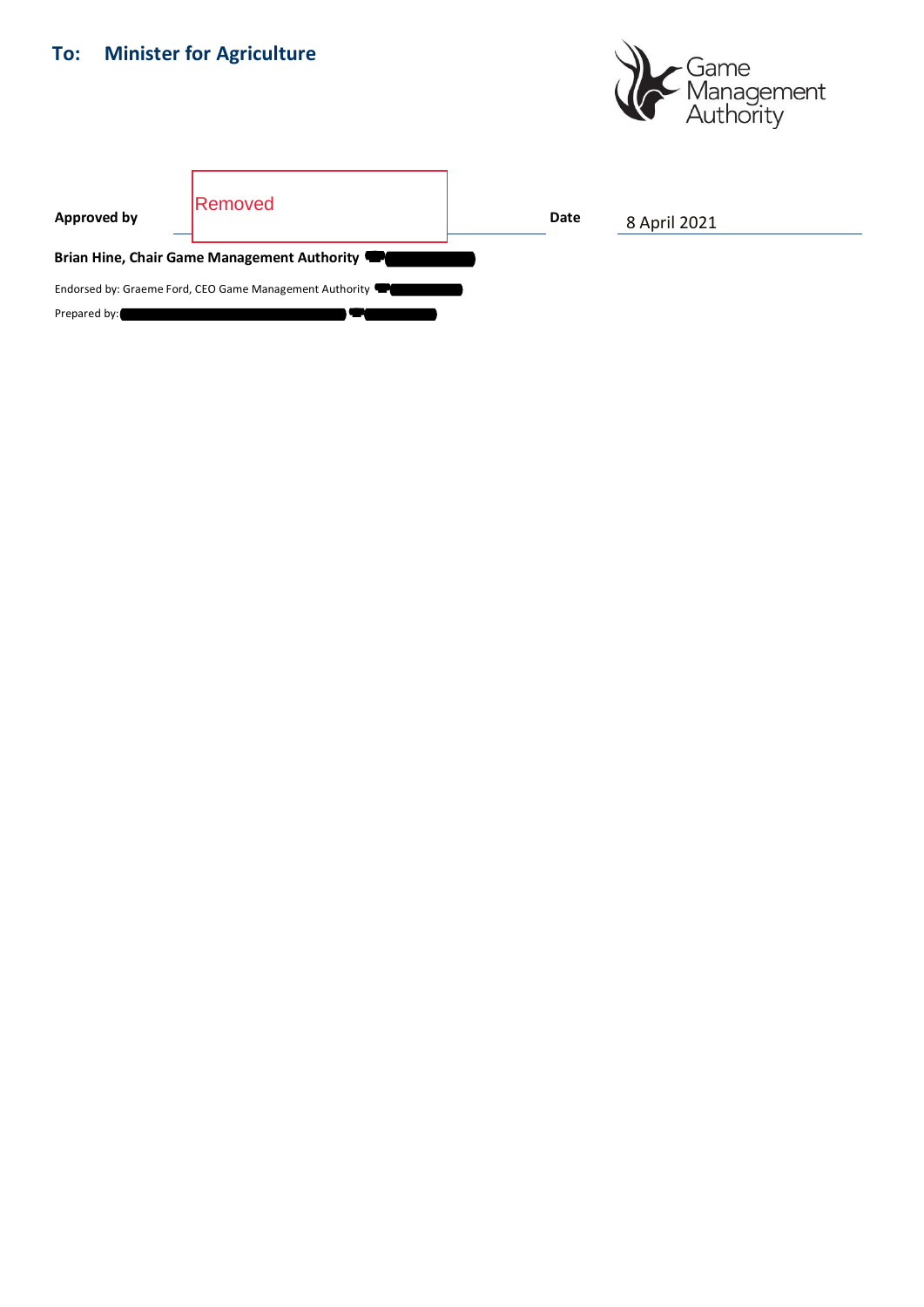**To: Minister for Agriculture**

Game Management Authority

| **Approved by** | Removed | **Date** | 8 April 2021 |
|---|---|---|---|

**Brian Hine, Chair Game Management Authority**

Endorsed by: Graeme Ford, CEO Game Management Authority

Prepared by: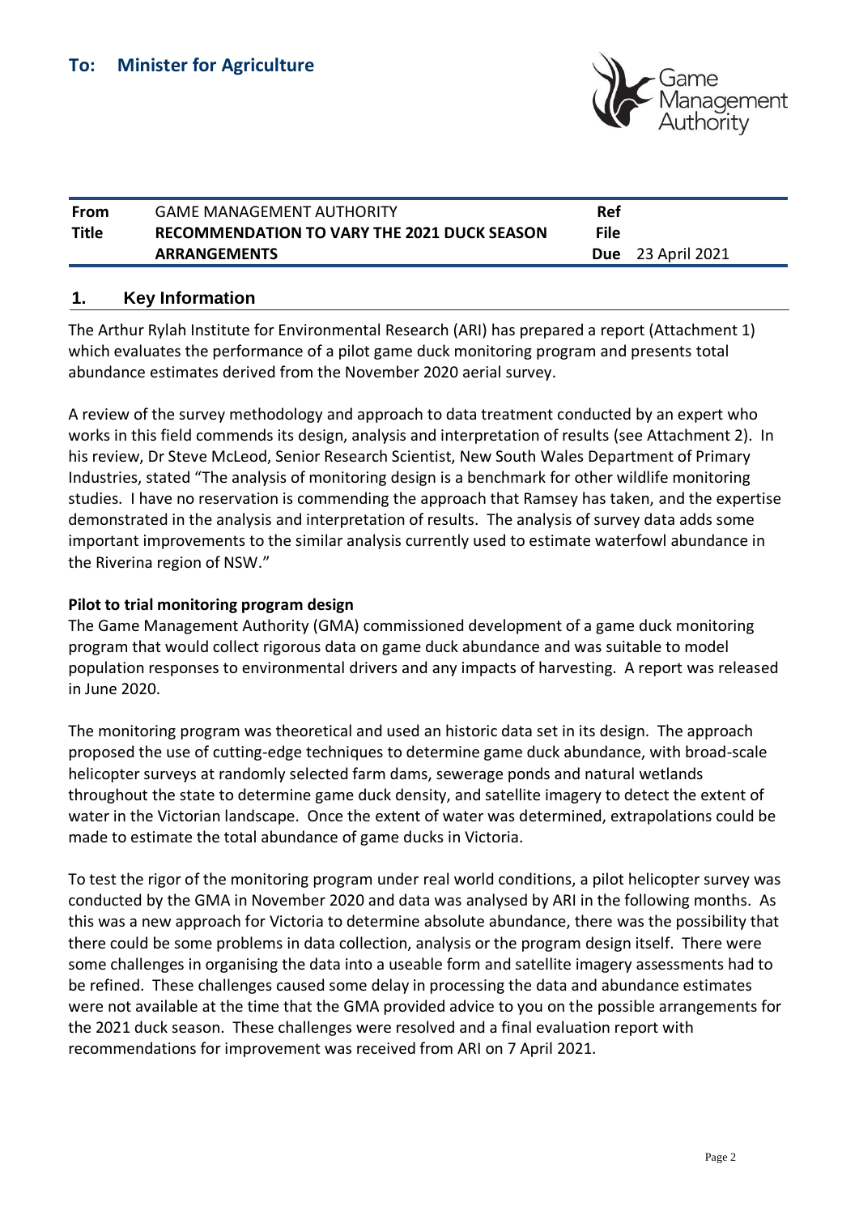## To: Minister for Agriculture

| From | GAME MANAGEMENT AUTHORITY | Ref | |
|---|---|---|---|
| Title | **RECOMMENDATION TO VARY THE 2021 DUCK SEASON ARRANGEMENTS** | File | |
| | | Due | 23 April 2021 |

## 1. Key Information

The Arthur Rylah Institute for Environmental Research (ARI) has prepared a report (Attachment 1) which evaluates the performance of a pilot game duck monitoring program and presents total abundance estimates derived from the November 2020 aerial survey.

A review of the survey methodology and approach to data treatment conducted by an expert who works in this field commends its design, analysis and interpretation of results (see Attachment 2). In his review, Dr Steve McLeod, Senior Research Scientist, New South Wales Department of Primary Industries, stated "The analysis of monitoring design is a benchmark for other wildlife monitoring studies. I have no reservation is commending the approach that Ramsey has taken, and the expertise demonstrated in the analysis and interpretation of results. The analysis of survey data adds some important improvements to the similar analysis currently used to estimate waterfowl abundance in the Riverina region of NSW."

**Pilot to trial monitoring program design**

The Game Management Authority (GMA) commissioned development of a game duck monitoring program that would collect rigorous data on game duck abundance and was suitable to model population responses to environmental drivers and any impacts of harvesting. A report was released in June 2020.

The monitoring program was theoretical and used an historic data set in its design. The approach proposed the use of cutting-edge techniques to determine game duck abundance, with broad-scale helicopter surveys at randomly selected farm dams, sewerage ponds and natural wetlands throughout the state to determine game duck density, and satellite imagery to detect the extent of water in the Victorian landscape. Once the extent of water was determined, extrapolations could be made to estimate the total abundance of game ducks in Victoria.

To test the rigor of the monitoring program under real world conditions, a pilot helicopter survey was conducted by the GMA in November 2020 and data was analysed by ARI in the following months. As this was a new approach for Victoria to determine absolute abundance, there was the possibility that there could be some problems in data collection, analysis or the program design itself. There were some challenges in organising the data into a useable form and satellite imagery assessments had to be refined. These challenges caused some delay in processing the data and abundance estimates were not available at the time that the GMA provided advice to you on the possible arrangements for the 2021 duck season. These challenges were resolved and a final evaluation report with recommendations for improvement was received from ARI on 7 April 2021.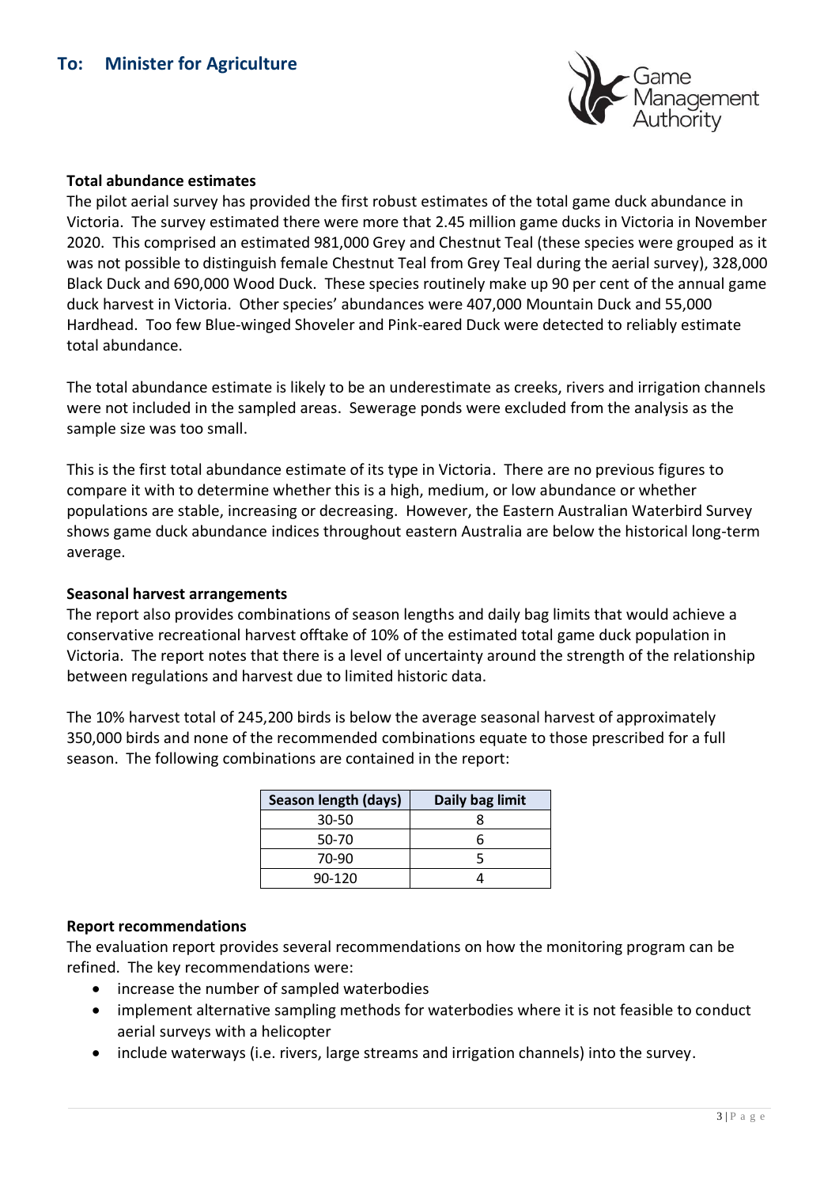## To: Minister for Agriculture

**Total abundance estimates**

The pilot aerial survey has provided the first robust estimates of the total game duck abundance in Victoria. The survey estimated there were more that 2.45 million game ducks in Victoria in November 2020. This comprised an estimated 981,000 Grey and Chestnut Teal (these species were grouped as it was not possible to distinguish female Chestnut Teal from Grey Teal during the aerial survey), 328,000 Black Duck and 690,000 Wood Duck. These species routinely make up 90 per cent of the annual game duck harvest in Victoria. Other species' abundances were 407,000 Mountain Duck and 55,000 Hardhead. Too few Blue-winged Shoveler and Pink-eared Duck were detected to reliably estimate total abundance.

The total abundance estimate is likely to be an underestimate as creeks, rivers and irrigation channels were not included in the sampled areas. Sewerage ponds were excluded from the analysis as the sample size was too small.

This is the first total abundance estimate of its type in Victoria. There are no previous figures to compare it with to determine whether this is a high, medium, or low abundance or whether populations are stable, increasing or decreasing. However, the Eastern Australian Waterbird Survey shows game duck abundance indices throughout eastern Australia are below the historical long-term average.

**Seasonal harvest arrangements**

The report also provides combinations of season lengths and daily bag limits that would achieve a conservative recreational harvest offtake of 10% of the estimated total game duck population in Victoria. The report notes that there is a level of uncertainty around the strength of the relationship between regulations and harvest due to limited historic data.

The 10% harvest total of 245,200 birds is below the average seasonal harvest of approximately 350,000 birds and none of the recommended combinations equate to those prescribed for a full season. The following combinations are contained in the report:

| Season length (days) | Daily bag limit |
|---|---|
| 30-50 | 8 |
| 50-70 | 6 |
| 70-90 | 5 |
| 90-120 | 4 |

**Report recommendations**

The evaluation report provides several recommendations on how the monitoring program can be refined. The key recommendations were:

- increase the number of sampled waterbodies
- implement alternative sampling methods for waterbodies where it is not feasible to conduct aerial surveys with a helicopter
- include waterways (i.e. rivers, large streams and irrigation channels) into the survey.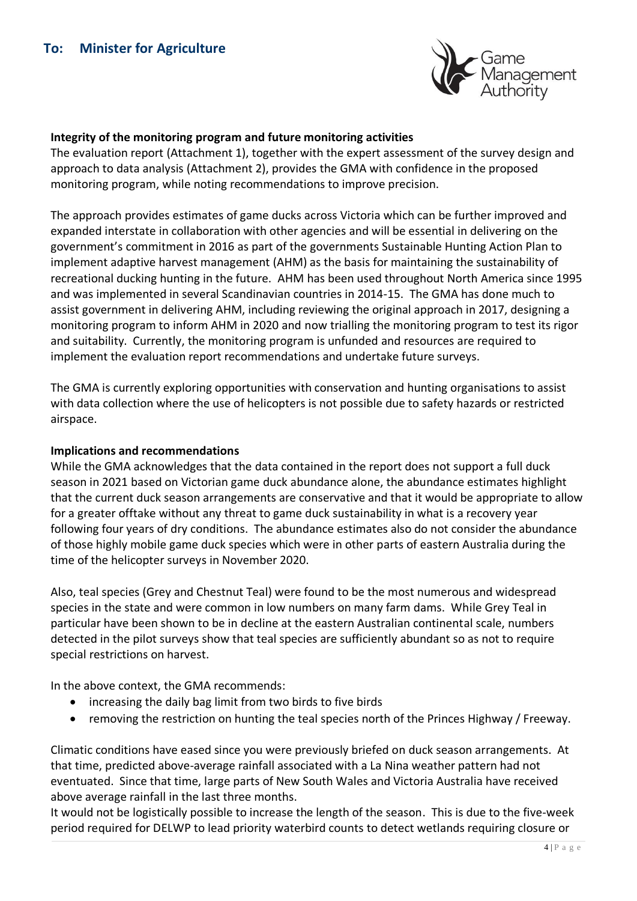## To: Minister for Agriculture

**Integrity of the monitoring program and future monitoring activities**

The evaluation report (Attachment 1), together with the expert assessment of the survey design and approach to data analysis (Attachment 2), provides the GMA with confidence in the proposed monitoring program, while noting recommendations to improve precision.

The approach provides estimates of game ducks across Victoria which can be further improved and expanded interstate in collaboration with other agencies and will be essential in delivering on the government's commitment in 2016 as part of the governments Sustainable Hunting Action Plan to implement adaptive harvest management (AHM) as the basis for maintaining the sustainability of recreational ducking hunting in the future. AHM has been used throughout North America since 1995 and was implemented in several Scandinavian countries in 2014-15. The GMA has done much to assist government in delivering AHM, including reviewing the original approach in 2017, designing a monitoring program to inform AHM in 2020 and now trialling the monitoring program to test its rigor and suitability. Currently, the monitoring program is unfunded and resources are required to implement the evaluation report recommendations and undertake future surveys.

The GMA is currently exploring opportunities with conservation and hunting organisations to assist with data collection where the use of helicopters is not possible due to safety hazards or restricted airspace.

**Implications and recommendations**

While the GMA acknowledges that the data contained in the report does not support a full duck season in 2021 based on Victorian game duck abundance alone, the abundance estimates highlight that the current duck season arrangements are conservative and that it would be appropriate to allow for a greater offtake without any threat to game duck sustainability in what is a recovery year following four years of dry conditions. The abundance estimates also do not consider the abundance of those highly mobile game duck species which were in other parts of eastern Australia during the time of the helicopter surveys in November 2020.

Also, teal species (Grey and Chestnut Teal) were found to be the most numerous and widespread species in the state and were common in low numbers on many farm dams. While Grey Teal in particular have been shown to be in decline at the eastern Australian continental scale, numbers detected in the pilot surveys show that teal species are sufficiently abundant so as not to require special restrictions on harvest.

In the above context, the GMA recommends:

- increasing the daily bag limit from two birds to five birds
- removing the restriction on hunting the teal species north of the Princes Highway / Freeway.

Climatic conditions have eased since you were previously briefed on duck season arrangements. At that time, predicted above-average rainfall associated with a La Nina weather pattern had not eventuated. Since that time, large parts of New South Wales and Victoria Australia have received above average rainfall in the last three months.

It would not be logistically possible to increase the length of the season. This is due to the five-week period required for DELWP to lead priority waterbird counts to detect wetlands requiring closure or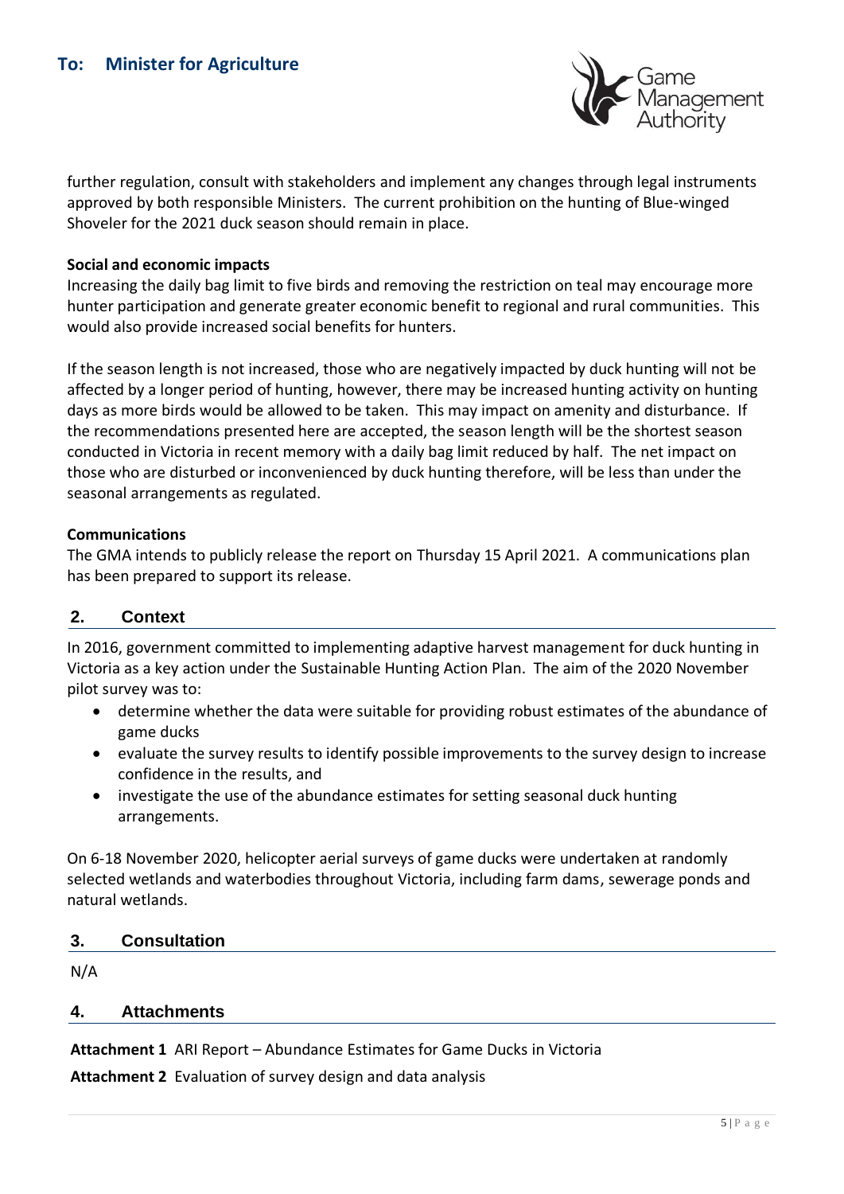further regulation, consult with stakeholders and implement any changes through legal instruments approved by both responsible Ministers. The current prohibition on the hunting of Blue-winged Shoveler for the 2021 duck season should remain in place.

**Social and economic impacts**

Increasing the daily bag limit to five birds and removing the restriction on teal may encourage more hunter participation and generate greater economic benefit to regional and rural communities. This would also provide increased social benefits for hunters.

If the season length is not increased, those who are negatively impacted by duck hunting will not be affected by a longer period of hunting, however, there may be increased hunting activity on hunting days as more birds would be allowed to be taken. This may impact on amenity and disturbance. If the recommendations presented here are accepted, the season length will be the shortest season conducted in Victoria in recent memory with a daily bag limit reduced by half. The net impact on those who are disturbed or inconvenienced by duck hunting therefore, will be less than under the seasonal arrangements as regulated.

**Communications**

The GMA intends to publicly release the report on Thursday 15 April 2021. A communications plan has been prepared to support its release.

## 2. Context

In 2016, government committed to implementing adaptive harvest management for duck hunting in Victoria as a key action under the Sustainable Hunting Action Plan. The aim of the 2020 November pilot survey was to:

- determine whether the data were suitable for providing robust estimates of the abundance of game ducks
- evaluate the survey results to identify possible improvements to the survey design to increase confidence in the results, and
- investigate the use of the abundance estimates for setting seasonal duck hunting arrangements.

On 6-18 November 2020, helicopter aerial surveys of game ducks were undertaken at randomly selected wetlands and waterbodies throughout Victoria, including farm dams, sewerage ponds and natural wetlands.

## 3. Consultation

N/A

## 4. Attachments

**Attachment 1** ARI Report – Abundance Estimates for Game Ducks in Victoria

**Attachment 2** Evaluation of survey design and data analysis